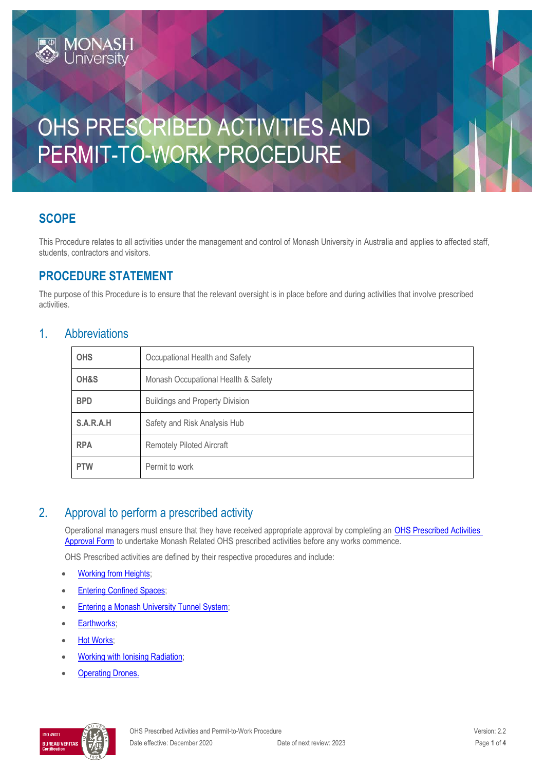# OHS PRESCRIBED ACTIVITIES AND PERMIT-TO-WORK PROCEDURE

## SCOPE

This Procedure relates to all activities under the management and control of Monash University in Australia and applies to affected staff, students, contractors and visitors.

## PROCEDURE STATEMENT

The purpose of this Procedure is to ensure that the relevant oversight is in place before and during activities that involve prescribed activities.

## 1. Abbreviations

| | |
|---|---|
| **OHS** | Occupational Health and Safety |
| **OH&S** | Monash Occupational Health & Safety |
| **BPD** | Buildings and Property Division |
| **S.A.R.A.H** | Safety and Risk Analysis Hub |
| **RPA** | Remotely Piloted Aircraft |
| **PTW** | Permit to work |

## 2. Approval to perform a prescribed activity

Operational managers must ensure that they have received appropriate approval by completing an OHS Prescribed Activities Approval Form to undertake Monash Related OHS prescribed activities before any works commence.

OHS Prescribed activities are defined by their respective procedures and include:

- Working from Heights;
- Entering Confined Spaces;
- Entering a Monash University Tunnel System;
- Earthworks;
- Hot Works;
- Working with Ionising Radiation;
- Operating Drones.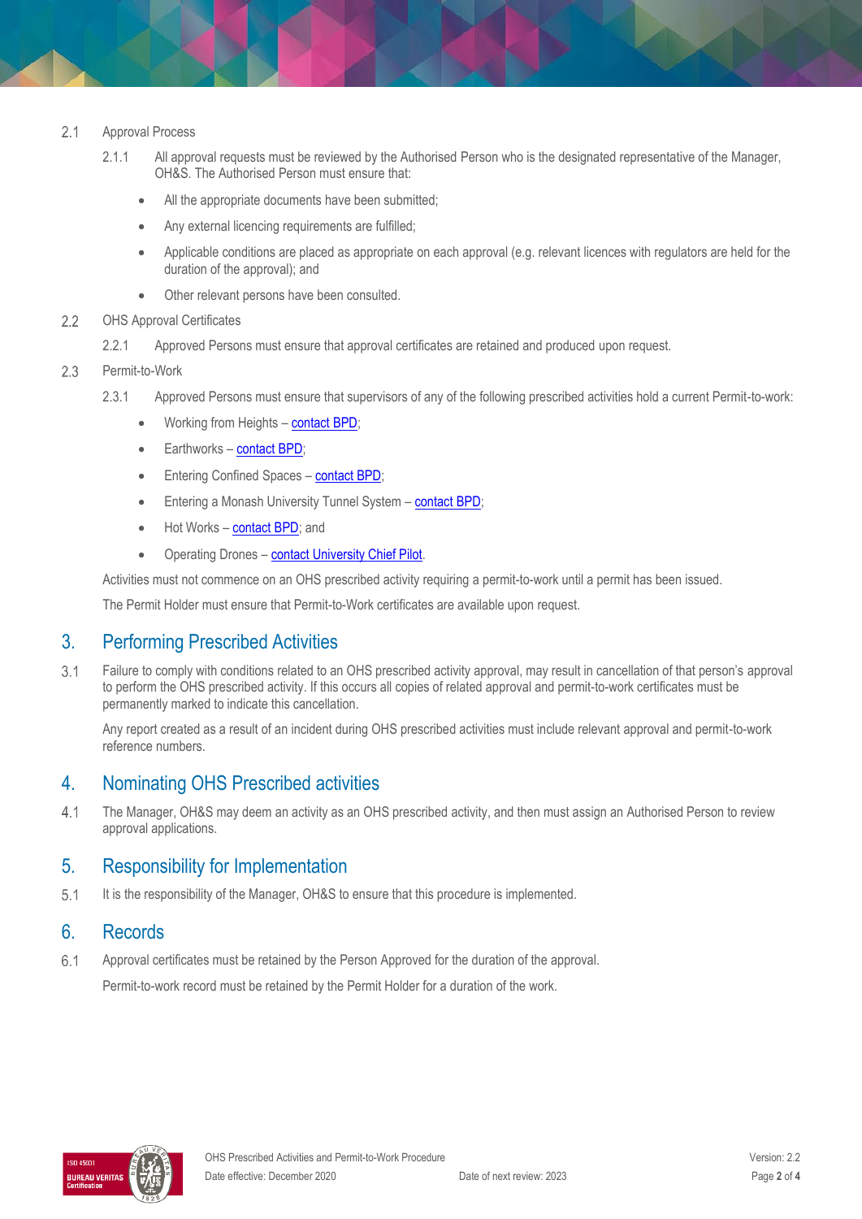2.1 Approval Process

2.1.1 All approval requests must be reviewed by the Authorised Person who is the designated representative of the Manager, OH&S. The Authorised Person must ensure that:

- All the appropriate documents have been submitted;
- Any external licencing requirements are fulfilled;
- Applicable conditions are placed as appropriate on each approval (e.g. relevant licences with regulators are held for the duration of the approval); and
- Other relevant persons have been consulted.

2.2 OHS Approval Certificates

2.2.1 Approved Persons must ensure that approval certificates are retained and produced upon request.

2.3 Permit-to-Work

2.3.1 Approved Persons must ensure that supervisors of any of the following prescribed activities hold a current Permit-to-work:

- Working from Heights – contact BPD;
- Earthworks – contact BPD;
- Entering Confined Spaces – contact BPD;
- Entering a Monash University Tunnel System – contact BPD;
- Hot Works – contact BPD; and
- Operating Drones – contact University Chief Pilot.

Activities must not commence on an OHS prescribed activity requiring a permit-to-work until a permit has been issued.

The Permit Holder must ensure that Permit-to-Work certificates are available upon request.

## 3. Performing Prescribed Activities

3.1 Failure to comply with conditions related to an OHS prescribed activity approval, may result in cancellation of that person's approval to perform the OHS prescribed activity. If this occurs all copies of related approval and permit-to-work certificates must be permanently marked to indicate this cancellation.

Any report created as a result of an incident during OHS prescribed activities must include relevant approval and permit-to-work reference numbers.

## 4. Nominating OHS Prescribed activities

4.1 The Manager, OH&S may deem an activity as an OHS prescribed activity, and then must assign an Authorised Person to review approval applications.

## 5. Responsibility for Implementation

5.1 It is the responsibility of the Manager, OH&S to ensure that this procedure is implemented.

## 6. Records

6.1 Approval certificates must be retained by the Person Approved for the duration of the approval.

Permit-to-work record must be retained by the Permit Holder for a duration of the work.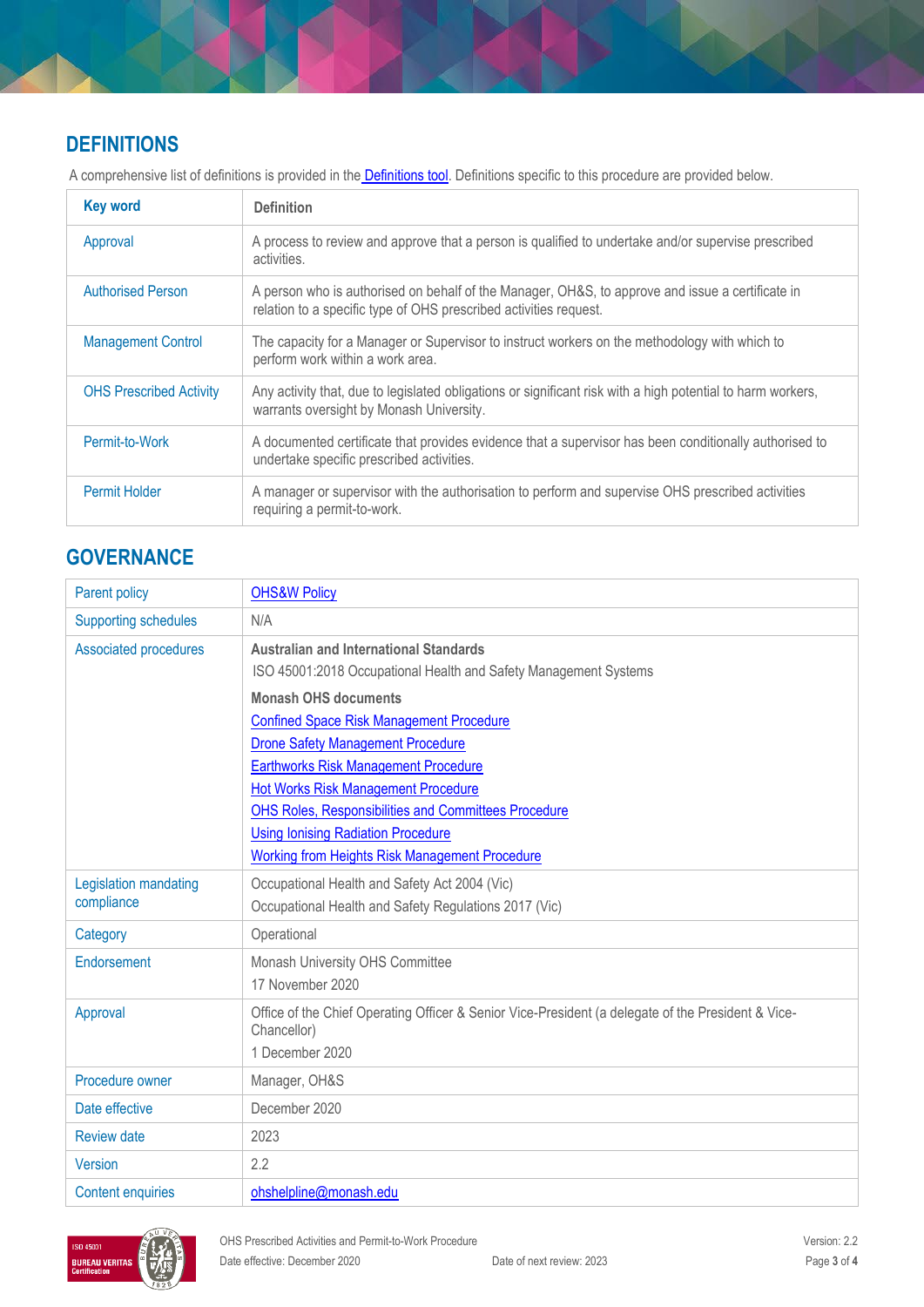## DEFINITIONS

A comprehensive list of definitions is provided in the Definitions tool. Definitions specific to this procedure are provided below.

| Key word | Definition |
|---|---|
| Approval | A process to review and approve that a person is qualified to undertake and/or supervise prescribed activities. |
| Authorised Person | A person who is authorised on behalf of the Manager, OH&S, to approve and issue a certificate in relation to a specific type of OHS prescribed activities request. |
| Management Control | The capacity for a Manager or Supervisor to instruct workers on the methodology with which to perform work within a work area. |
| OHS Prescribed Activity | Any activity that, due to legislated obligations or significant risk with a high potential to harm workers, warrants oversight by Monash University. |
| Permit-to-Work | A documented certificate that provides evidence that a supervisor has been conditionally authorised to undertake specific prescribed activities. |
| Permit Holder | A manager or supervisor with the authorisation to perform and supervise OHS prescribed activities requiring a permit-to-work. |

## GOVERNANCE

| | |
|---|---|
| Parent policy | OHS&W Policy |
| Supporting schedules | N/A |
| Associated procedures | **Australian and International Standards**<br>ISO 45001:2018 Occupational Health and Safety Management Systems<br>**Monash OHS documents**<br>Confined Space Risk Management Procedure<br>Drone Safety Management Procedure<br>Earthworks Risk Management Procedure<br>Hot Works Risk Management Procedure<br>OHS Roles, Responsibilities and Committees Procedure<br>Using Ionising Radiation Procedure<br>Working from Heights Risk Management Procedure |
| Legislation mandating compliance | Occupational Health and Safety Act 2004 (Vic)<br>Occupational Health and Safety Regulations 2017 (Vic) |
| Category | Operational |
| Endorsement | Monash University OHS Committee<br>17 November 2020 |
| Approval | Office of the Chief Operating Officer & Senior Vice-President (a delegate of the President & Vice-Chancellor)<br>1 December 2020 |
| Procedure owner | Manager, OH&S |
| Date effective | December 2020 |
| Review date | 2023 |
| Version | 2.2 |
| Content enquiries | ohshelpline@monash.edu |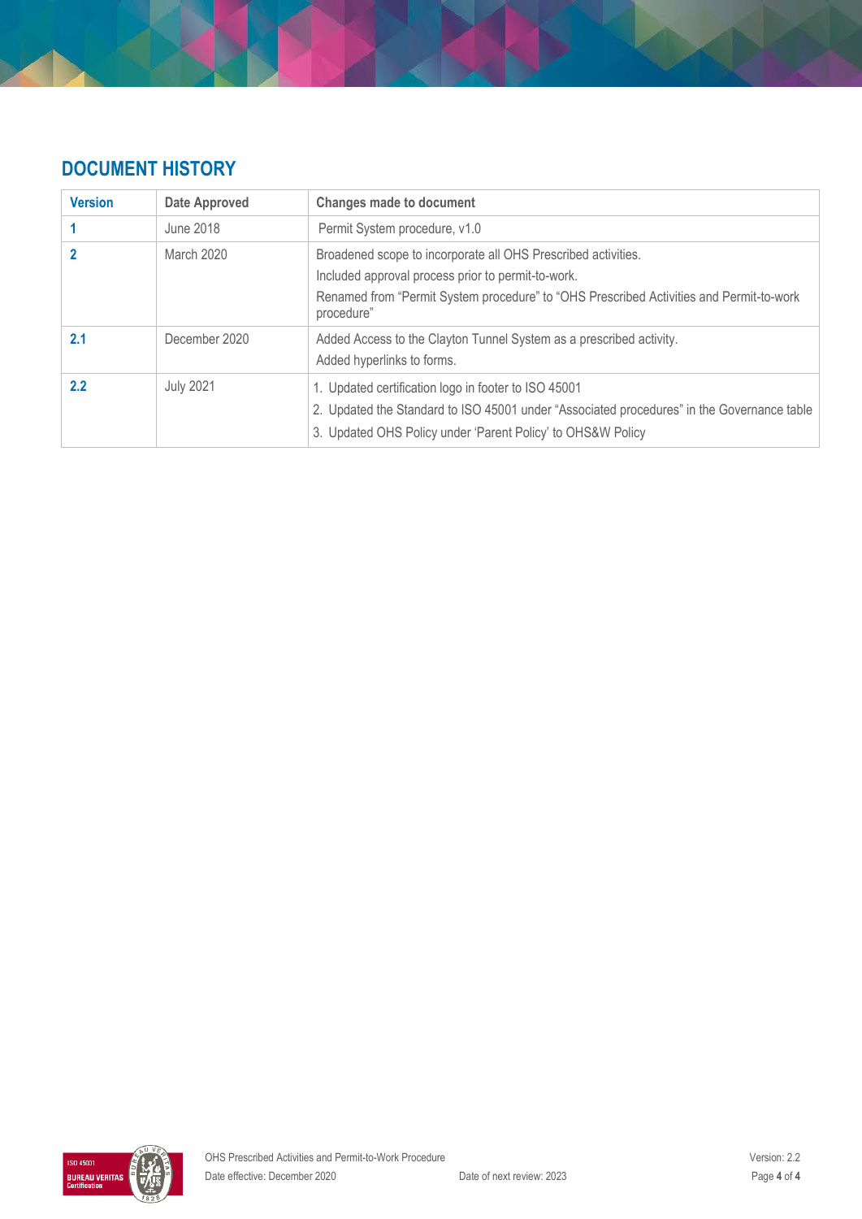## DOCUMENT HISTORY

| Version | Date Approved | Changes made to document |
|---|---|---|
| **1** | June 2018 | Permit System procedure, v1.0 |
| **2** | March 2020 | Broadened scope to incorporate all OHS Prescribed activities.<br>Included approval process prior to permit-to-work.<br>Renamed from "Permit System procedure" to "OHS Prescribed Activities and Permit-to-work procedure" |
| **2.1** | December 2020 | Added Access to the Clayton Tunnel System as a prescribed activity.<br>Added hyperlinks to forms. |
| **2.2** | July 2021 | 1. Updated certification logo in footer to ISO 45001<br>2. Updated the Standard to ISO 45001 under "Associated procedures" in the Governance table<br>3. Updated OHS Policy under 'Parent Policy' to OHS&W Policy |